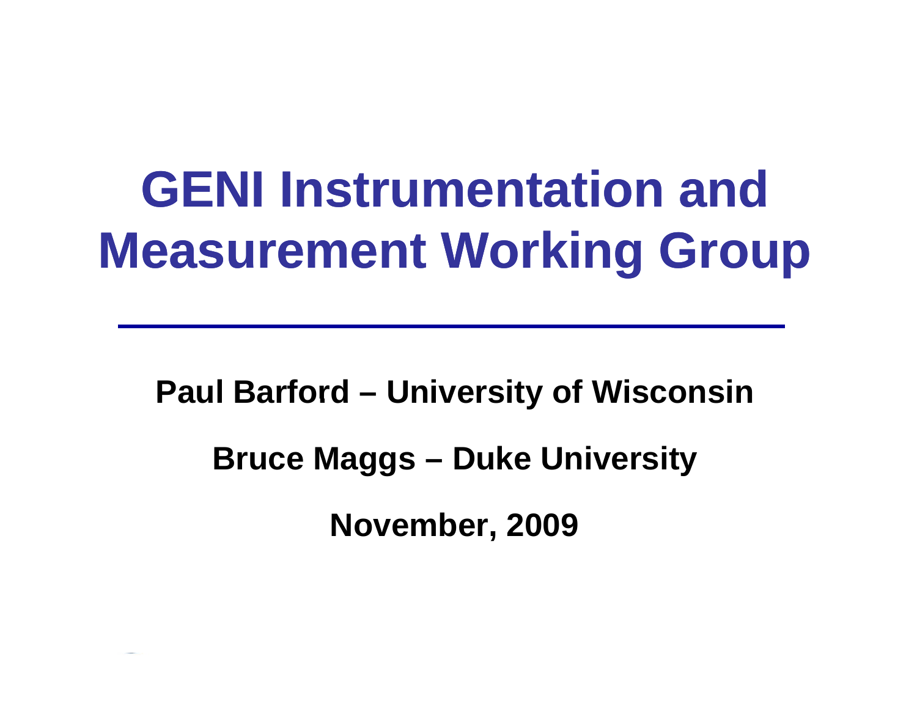# GENI Instrumentation and Measurement Working Group

**Paul Barford – University of Wisconsin**

**Bruce Maggs – Duke University**

**November, 2009**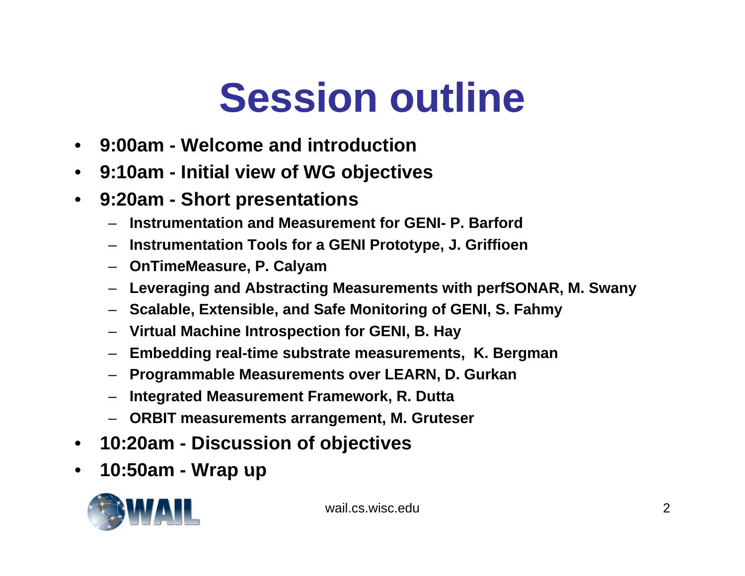# Session outline

- **9:00am - Welcome and introduction**
- **9:10am - Initial view of WG objectives**
- **9:20am - Short presentations**
  - **Instrumentation and Measurement for GENI- P. Barford**
  - **Instrumentation Tools for a GENI Prototype, J. Griffioen**
  - **OnTimeMeasure, P. Calyam**
  - **Leveraging and Abstracting Measurements with perfSONAR, M. Swany**
  - **Scalable, Extensible, and Safe Monitoring of GENI, S. Fahmy**
  - **Virtual Machine Introspection for GENI, B. Hay**
  - **Embedding real-time substrate measurements, K. Bergman**
  - **Programmable Measurements over LEARN, D. Gurkan**
  - **Integrated Measurement Framework, R. Dutta**
  - **ORBIT measurements arrangement, M. Gruteser**
- **10:20am - Discussion of objectives**
- **10:50am - Wrap up**

wail.cs.wisc.edu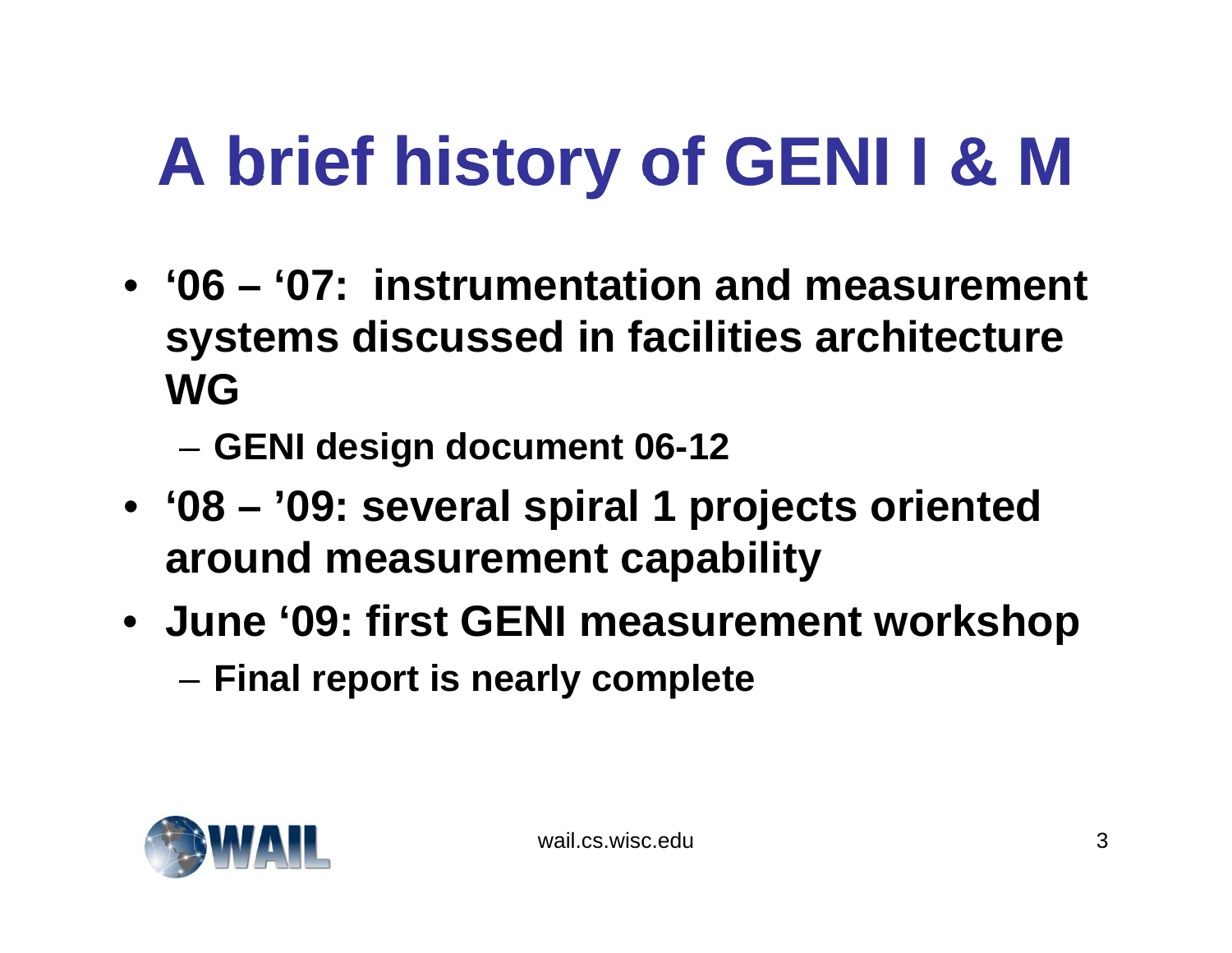# A brief history of GENI I & M

- '06 – '07: instrumentation and measurement systems discussed in facilities architecture WG
  - GENI design document 06-12
- '08 – '09: several spiral 1 projects oriented around measurement capability
- June '09: first GENI measurement workshop
  - Final report is nearly complete

wail.cs.wisc.edu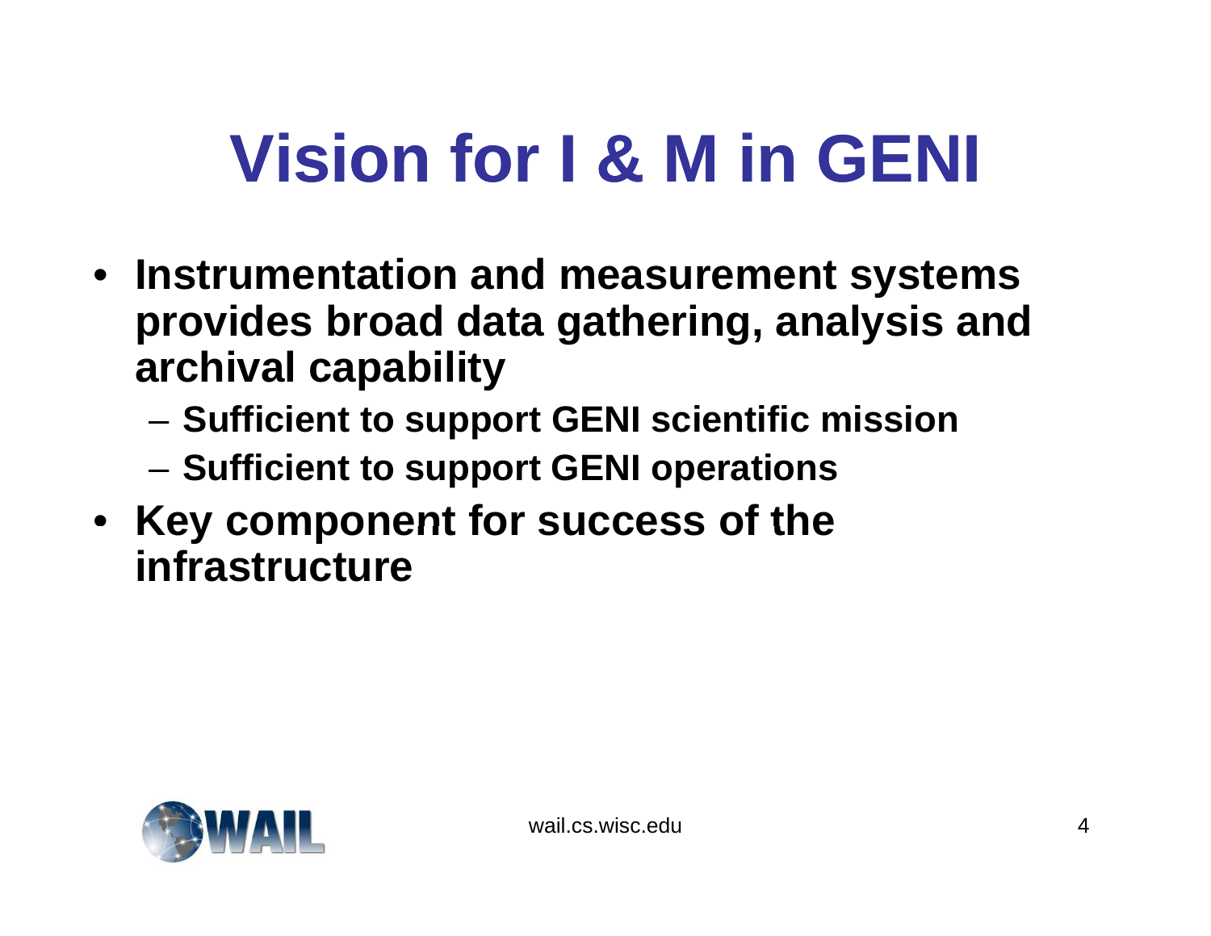# Vision for I & M in GENI

- Instrumentation and measurement systems provides broad data gathering, analysis and archival capability
  - Sufficient to support GENI scientific mission
  - Sufficient to support GENI operations
- Key component for success of the infrastructure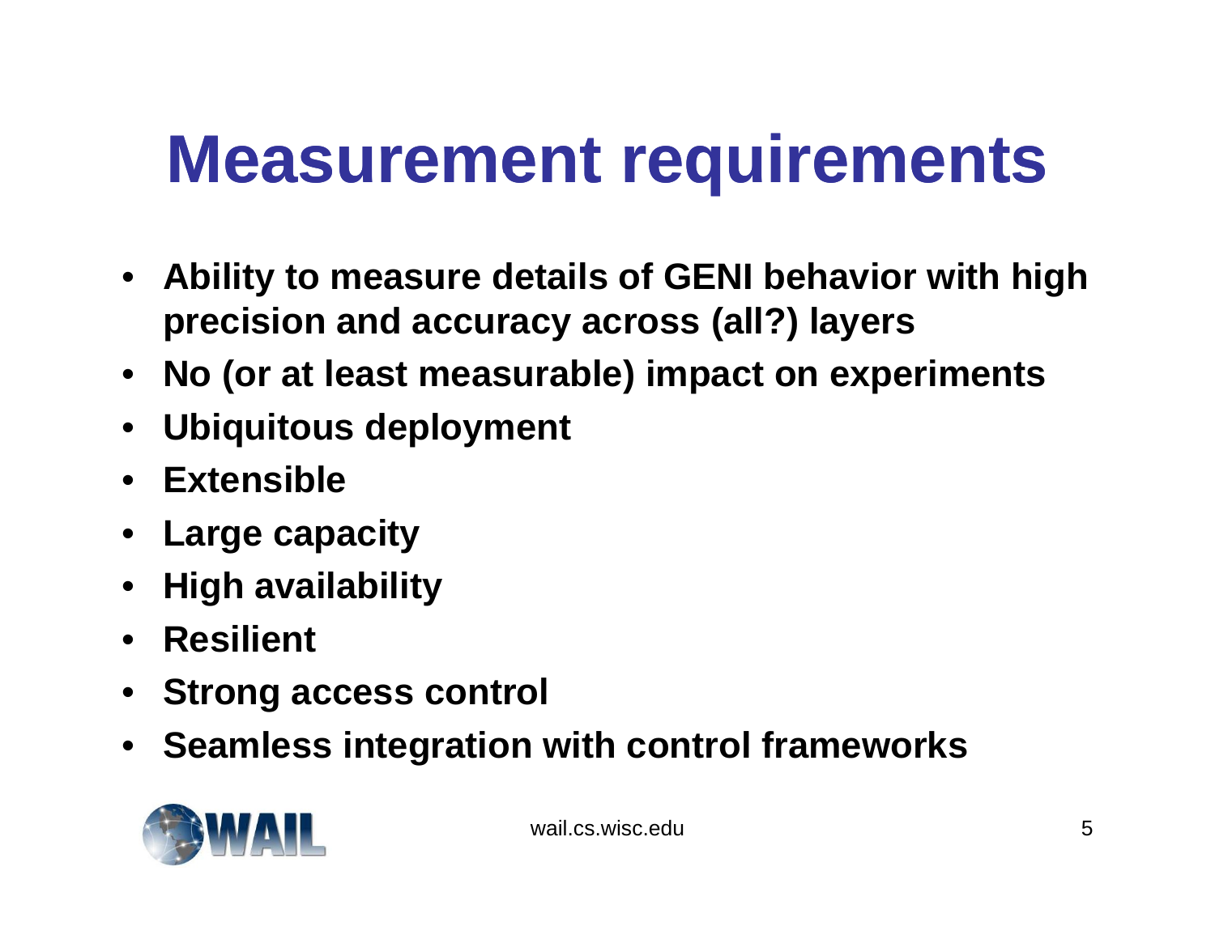# Measurement requirements

- Ability to measure details of GENI behavior with high precision and accuracy across (all?) layers
- No (or at least measurable) impact on experiments
- Ubiquitous deployment
- Extensible
- Large capacity
- High availability
- Resilient
- Strong access control
- Seamless integration with control frameworks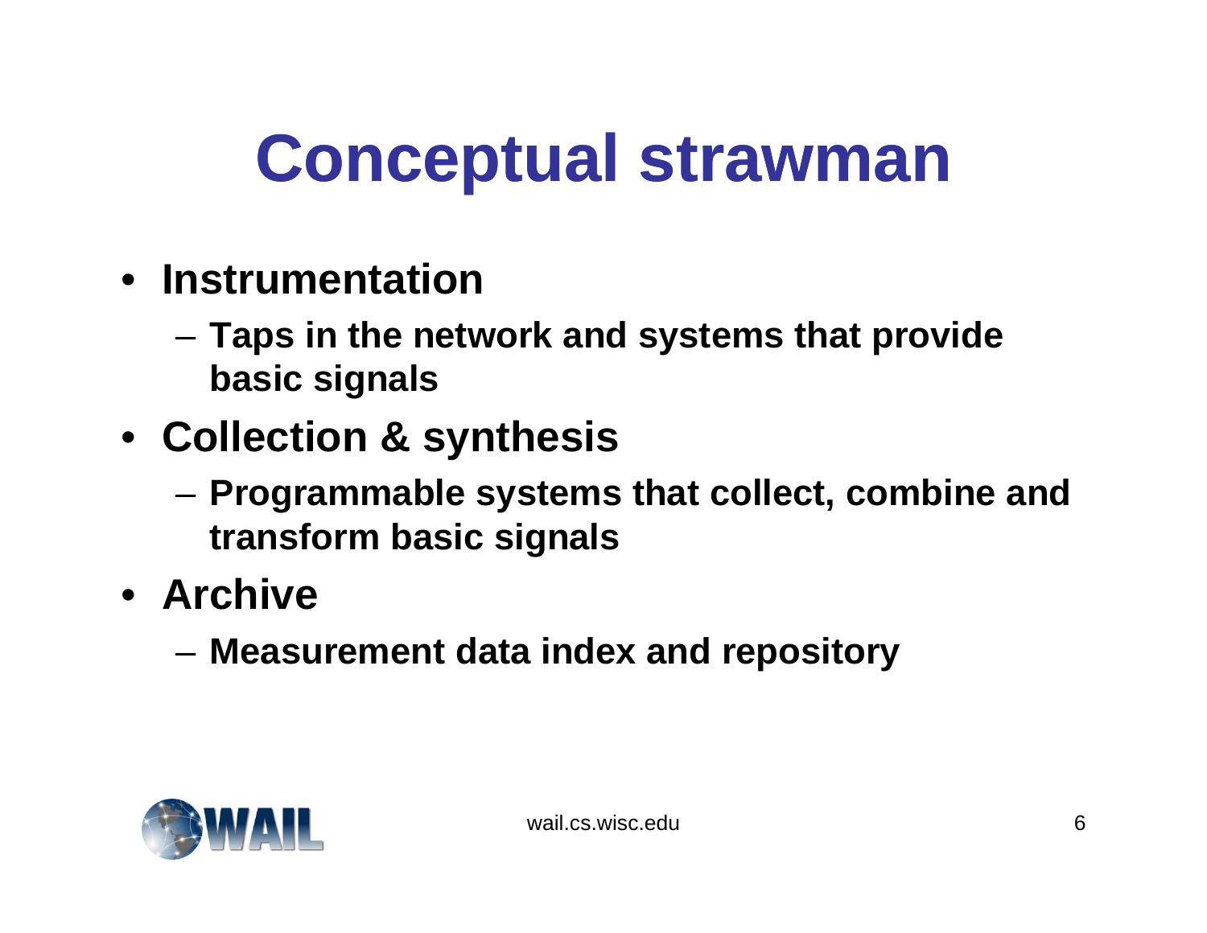# Conceptual strawman

- **Instrumentation**
  - **Taps in the network and systems that provide basic signals**
- **Collection & synthesis**
  - **Programmable systems that collect, combine and transform basic signals**
- **Archive**
  - **Measurement data index and repository**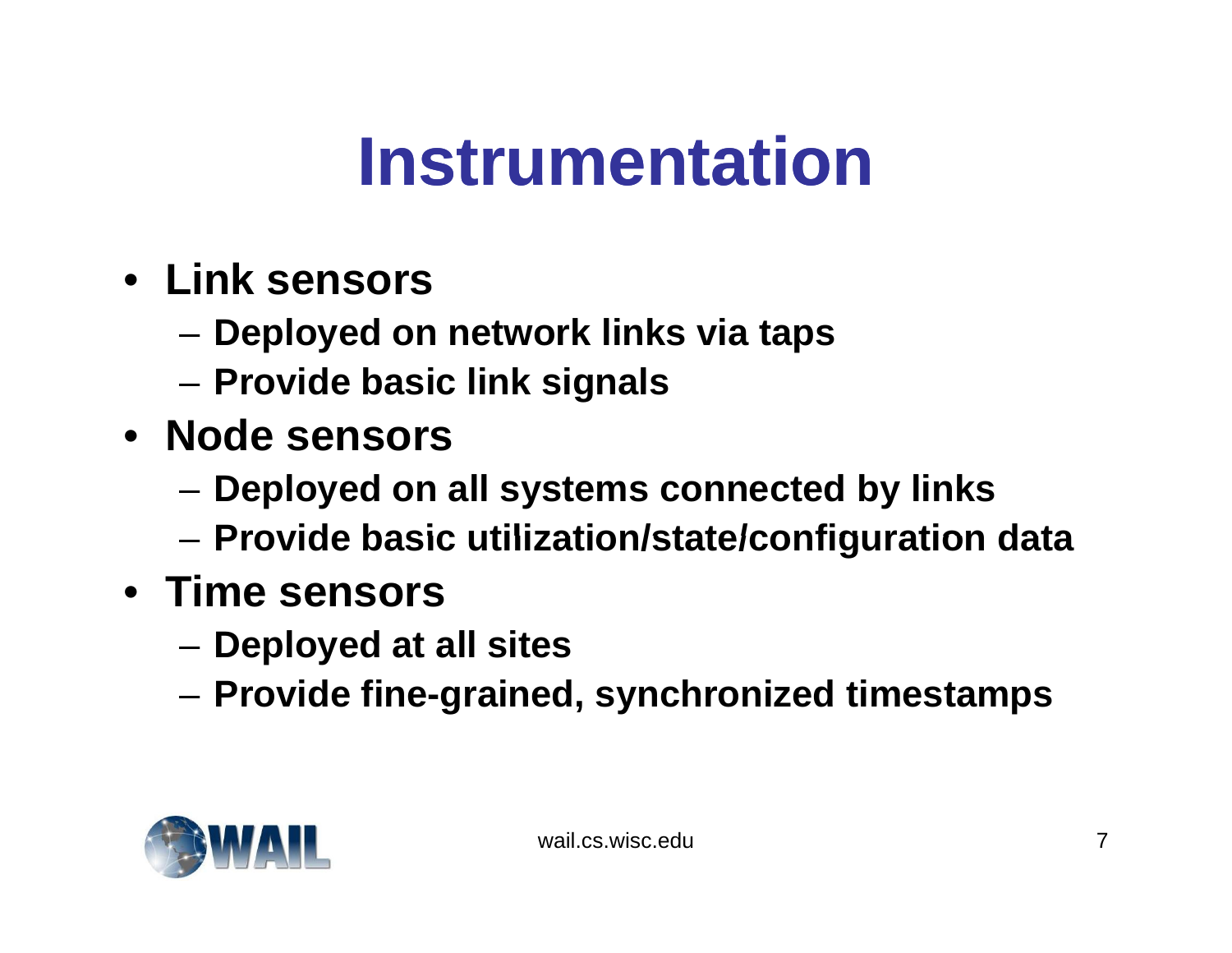# Instrumentation

- **Link sensors**
  - **Deployed on network links via taps**
  - **Provide basic link signals**
- **Node sensors**
  - **Deployed on all systems connected by links**
  - **Provide basic utilization/state/configuration data**
- **Time sensors**
  - **Deployed at all sites**
  - **Provide fine-grained, synchronized timestamps**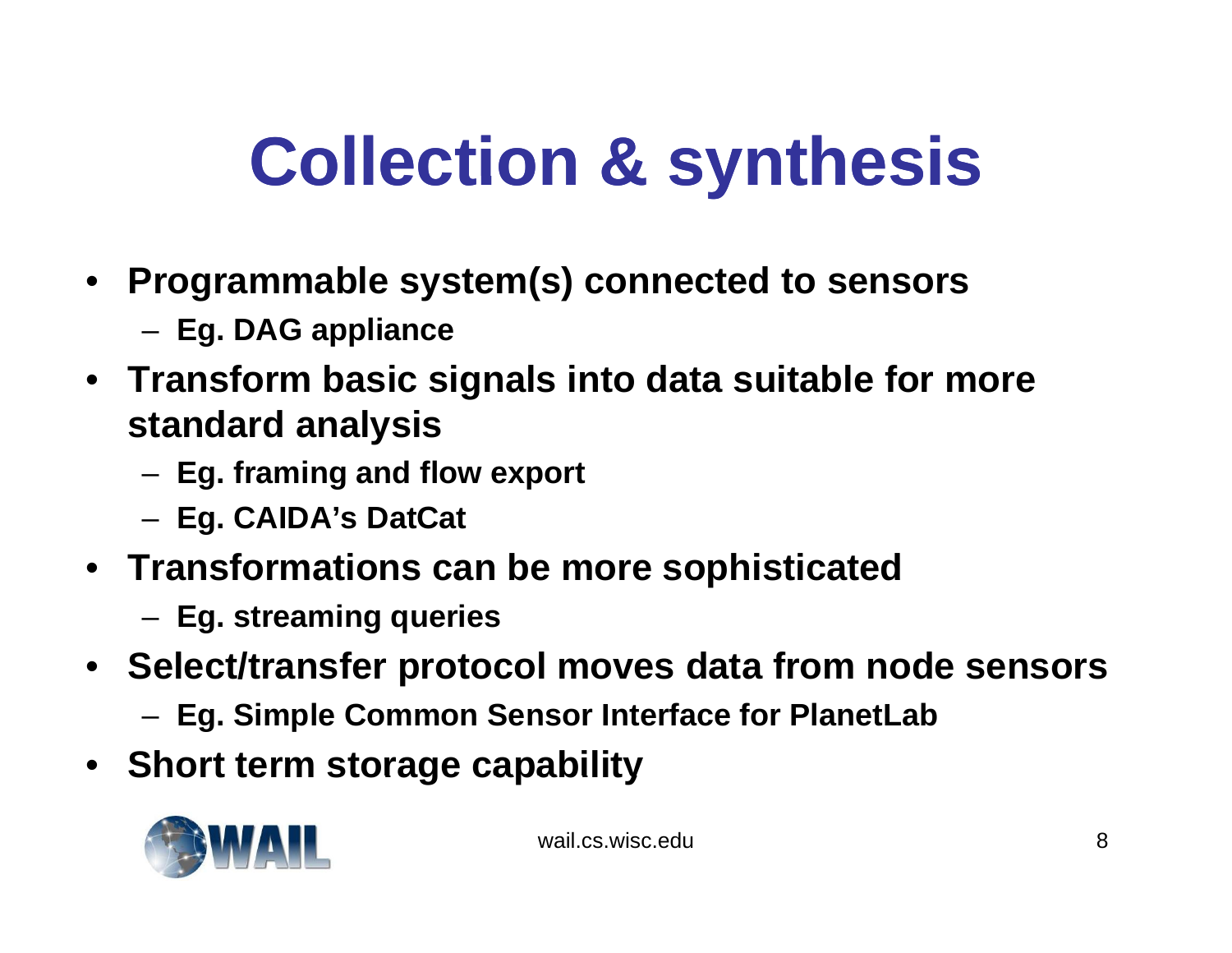# Collection & synthesis

- **Programmable system(s) connected to sensors**
  - **Eg. DAG appliance**
- **Transform basic signals into data suitable for more standard analysis**
  - **Eg. framing and flow export**
  - **Eg. CAIDA's DatCat**
- **Transformations can be more sophisticated**
  - **Eg. streaming queries**
- **Select/transfer protocol moves data from node sensors**
  - **Eg. Simple Common Sensor Interface for PlanetLab**
- **Short term storage capability**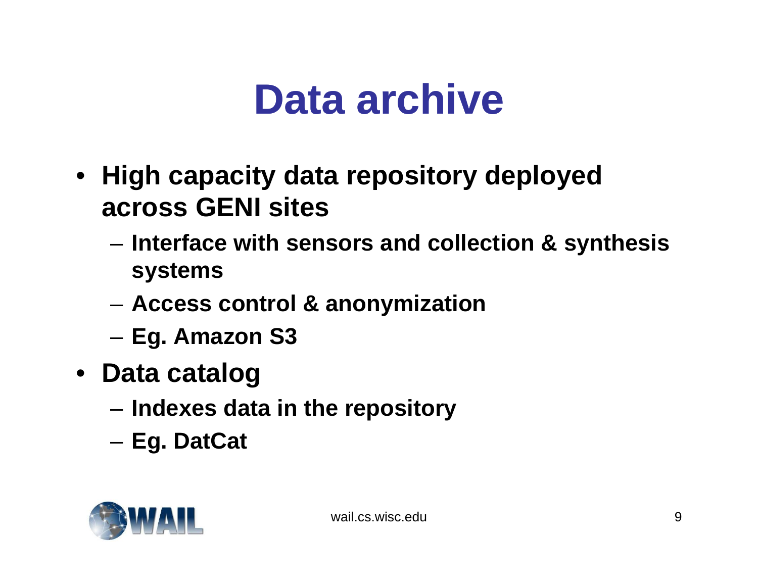# Data archive

- **High capacity data repository deployed across GENI sites**
  - **Interface with sensors and collection & synthesis systems**
  - **Access control & anonymization**
  - **Eg. Amazon S3**
- **Data catalog**
  - **Indexes data in the repository**
  - **Eg. DatCat**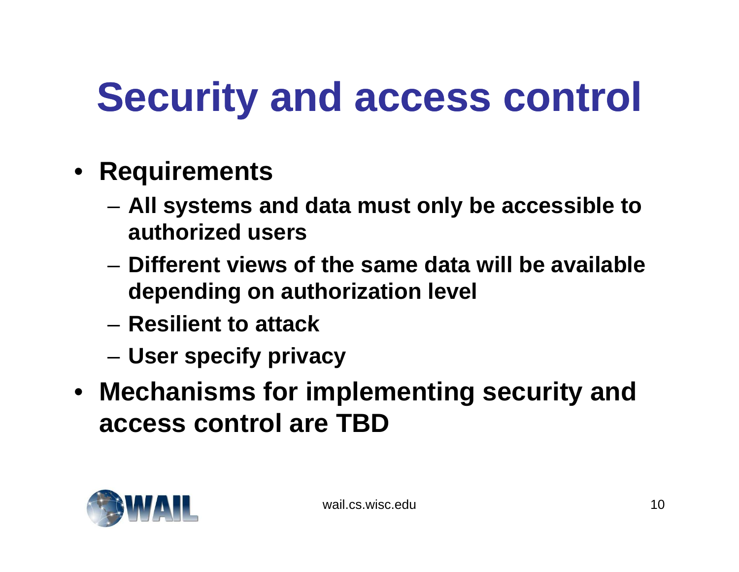# Security and access control

- **Requirements**
  - **All systems and data must only be accessible to authorized users**
  - **Different views of the same data will be available depending on authorization level**
  - **Resilient to attack**
  - **User specify privacy**
- **Mechanisms for implementing security and access control are TBD**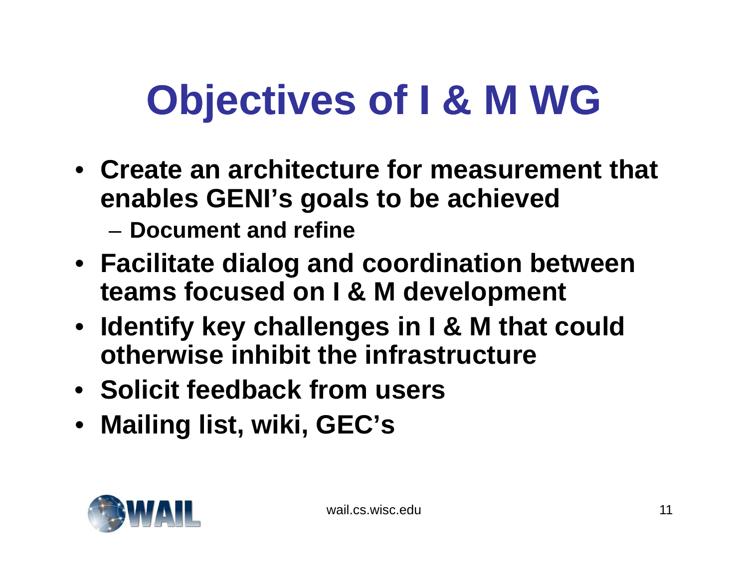# Objectives of I & M WG

- Create an architecture for measurement that enables GENI's goals to be achieved
  - Document and refine
- Facilitate dialog and coordination between teams focused on I & M development
- Identify key challenges in I & M that could otherwise inhibit the infrastructure
- Solicit feedback from users
- Mailing list, wiki, GEC's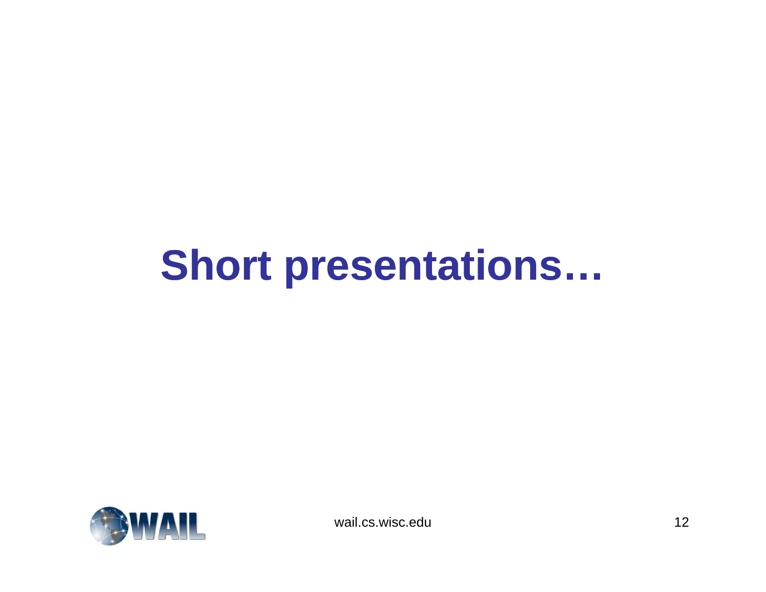# Short presentations…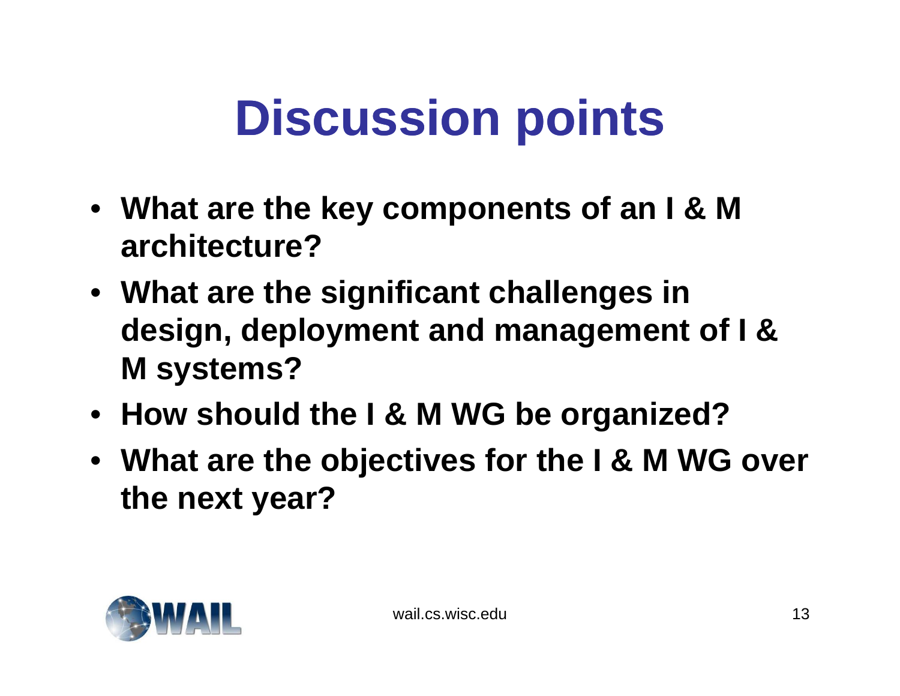# Discussion points

- **What are the key components of an I & M architecture?**
- **What are the significant challenges in design, deployment and management of I & M systems?**
- **How should the I & M WG be organized?**
- **What are the objectives for the I & M WG over the next year?**